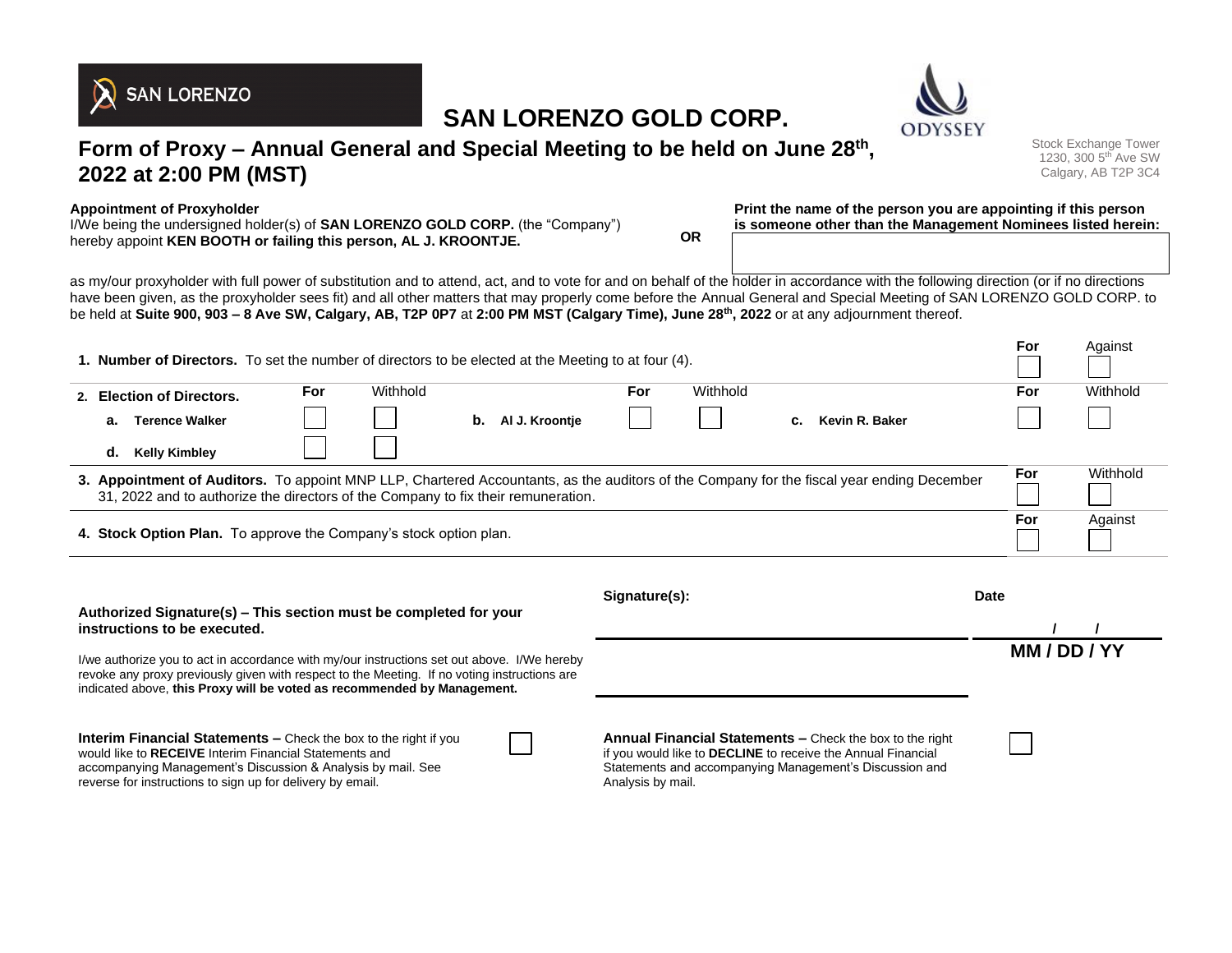SAN LORENZO

# SAN LORENZO GOLD CORP.

ODYSSEY

## Form of Proxy – Annual General and Special Meeting to be held on June 28th, 2022 at 2:00 PM (MST)

Stock Exchange Tower
1230, 300 5th Ave SW
Calgary, AB T2P 3C4

**Appointment of Proxyholder**
I/We being the undersigned holder(s) of **SAN LORENZO GOLD CORP.** (the "Company") hereby appoint **KEN BOOTH or failing this person, AL J. KROONTJE.**

**OR**

**Print the name of the person you are appointing if this person is someone other than the Management Nominees listed herein:**

as my/our proxyholder with full power of substitution and to attend, act, and to vote for and on behalf of the holder in accordance with the following direction (or if no directions have been given, as the proxyholder sees fit) and all other matters that may properly come before the Annual General and Special Meeting of SAN LORENZO GOLD CORP. to be held at **Suite 900, 903 – 8 Ave SW, Calgary, AB, T2P 0P7** at **2:00 PM MST (Calgary Time), June 28th, 2022** or at any adjournment thereof.

| | For | Against |
|---|---|---|
| **1. Number of Directors.** To set the number of directors to be elected at the Meeting to at four (4). | ☐ | ☐ |

| **2. Election of Directors.** | For | Withhold |
|---|---|---|
| **a. Terence Walker** | ☐ | ☐ |
| **b. Al J. Kroontje** | ☐ | ☐ |
| **c. Kevin R. Baker** | ☐ | ☐ |
| **d. Kelly Kimbley** | ☐ | ☐ |

| | For | Withhold |
|---|---|---|
| **3. Appointment of Auditors.** To appoint MNP LLP, Chartered Accountants, as the auditors of the Company for the fiscal year ending December 31, 2022 and to authorize the directors of the Company to fix their remuneration. | ☐ | ☐ |

| | For | Against |
|---|---|---|
| **4. Stock Option Plan.** To approve the Company's stock option plan. | ☐ | ☐ |

**Authorized Signature(s) – This section must be completed for your instructions to be executed.**

I/we authorize you to act in accordance with my/our instructions set out above. I/We hereby revoke any proxy previously given with respect to the Meeting. If no voting instructions are indicated above, **this Proxy will be voted as recommended by Management.**

**Signature(s):** ______________________

**Date** ____ / ____ / ____
**MM / DD / YY**

**Interim Financial Statements –** Check the box to the right if you would like to **RECEIVE** Interim Financial Statements and accompanying Management's Discussion & Analysis by mail. See reverse for instructions to sign up for delivery by email. ☐

**Annual Financial Statements –** Check the box to the right if you would like to **DECLINE** to receive the Annual Financial Statements and accompanying Management's Discussion and Analysis by mail. ☐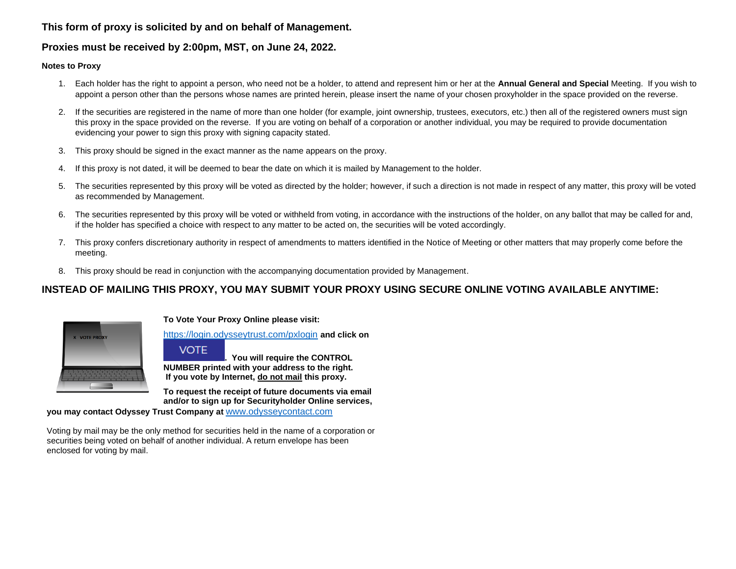**This form of proxy is solicited by and on behalf of Management.**

**Proxies must be received by 2:00pm, MST, on June 24, 2022.**

**Notes to Proxy**

1. Each holder has the right to appoint a person, who need not be a holder, to attend and represent him or her at the **Annual General and Special** Meeting. If you wish to appoint a person other than the persons whose names are printed herein, please insert the name of your chosen proxyholder in the space provided on the reverse.
2. If the securities are registered in the name of more than one holder (for example, joint ownership, trustees, executors, etc.) then all of the registered owners must sign this proxy in the space provided on the reverse. If you are voting on behalf of a corporation or another individual, you may be required to provide documentation evidencing your power to sign this proxy with signing capacity stated.
3. This proxy should be signed in the exact manner as the name appears on the proxy.
4. If this proxy is not dated, it will be deemed to bear the date on which it is mailed by Management to the holder.
5. The securities represented by this proxy will be voted as directed by the holder; however, if such a direction is not made in respect of any matter, this proxy will be voted as recommended by Management.
6. The securities represented by this proxy will be voted or withheld from voting, in accordance with the instructions of the holder, on any ballot that may be called for and, if the holder has specified a choice with respect to any matter to be acted on, the securities will be voted accordingly.
7. This proxy confers discretionary authority in respect of amendments to matters identified in the Notice of Meeting or other matters that may properly come before the meeting.
8. This proxy should be read in conjunction with the accompanying documentation provided by Management.

**INSTEAD OF MAILING THIS PROXY, YOU MAY SUBMIT YOUR PROXY USING SECURE ONLINE VOTING AVAILABLE ANYTIME:**

**To Vote Your Proxy Online please visit:**

https://login.odysseytrust.com/pxlogin **and click on** VOTE**. You will require the CONTROL NUMBER printed with your address to the right. If you vote by Internet, do not mail this proxy.**

**To request the receipt of future documents via email and/or to sign up for Securityholder Online services, you may contact Odyssey Trust Company at** www.odysseycontact.com

Voting by mail may be the only method for securities held in the name of a corporation or securities being voted on behalf of another individual. A return envelope has been enclosed for voting by mail.